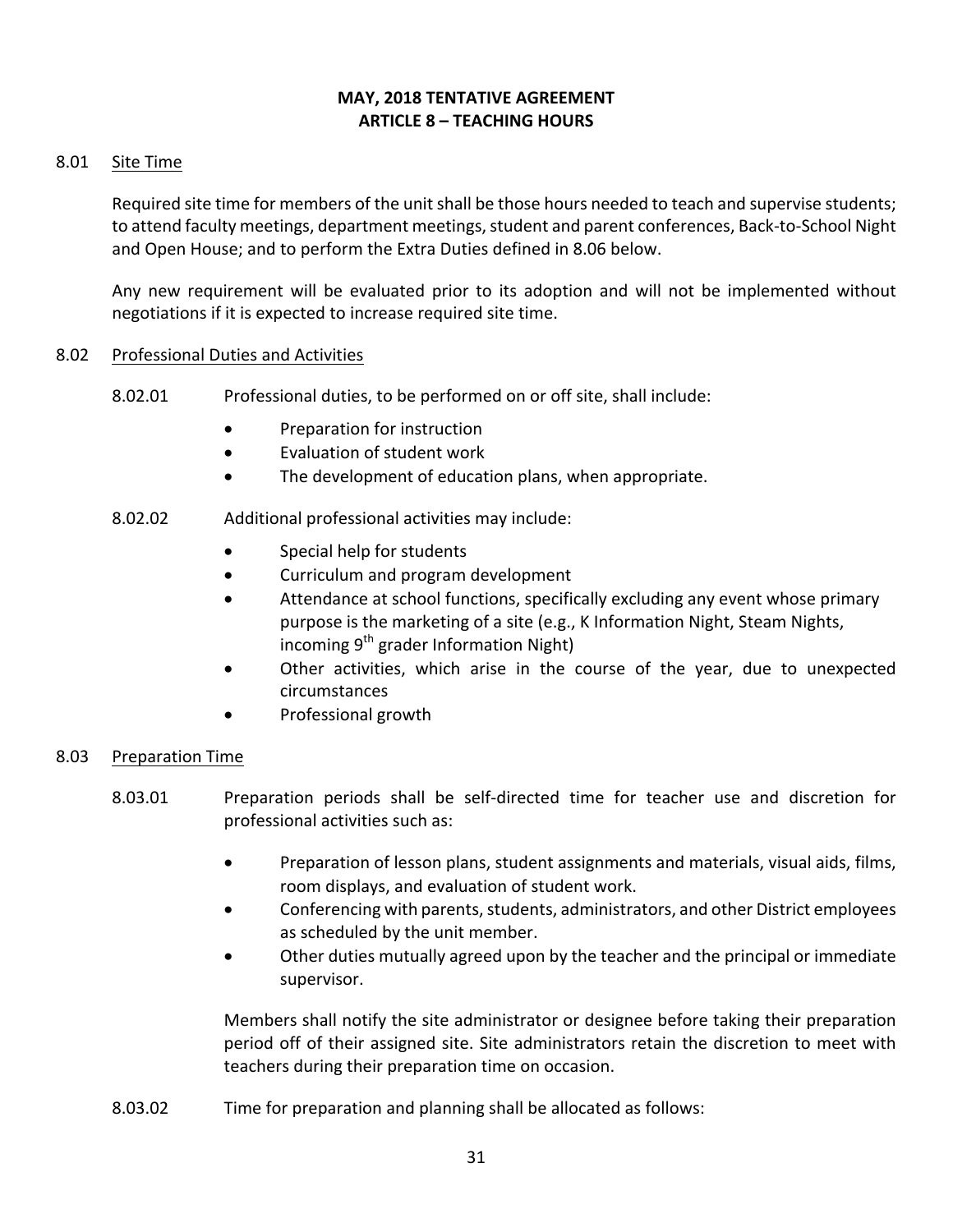# MAY, 2018 TENTATIVE AGREEMENT
# ARTICLE 8 – TEACHING HOURS

## 8.01 Site Time

Required site time for members of the unit shall be those hours needed to teach and supervise students; to attend faculty meetings, department meetings, student and parent conferences, Back-to-School Night and Open House; and to perform the Extra Duties defined in 8.06 below.

Any new requirement will be evaluated prior to its adoption and will not be implemented without negotiations if it is expected to increase required site time.

## 8.02 Professional Duties and Activities

8.02.01 Professional duties, to be performed on or off site, shall include:

- Preparation for instruction
- Evaluation of student work
- The development of education plans, when appropriate.

8.02.02 Additional professional activities may include:

- Special help for students
- Curriculum and program development
- Attendance at school functions, specifically excluding any event whose primary purpose is the marketing of a site (e.g., K Information Night, Steam Nights, incoming 9th grader Information Night)
- Other activities, which arise in the course of the year, due to unexpected circumstances
- Professional growth

## 8.03 Preparation Time

8.03.01 Preparation periods shall be self-directed time for teacher use and discretion for professional activities such as:

- Preparation of lesson plans, student assignments and materials, visual aids, films, room displays, and evaluation of student work.
- Conferencing with parents, students, administrators, and other District employees as scheduled by the unit member.
- Other duties mutually agreed upon by the teacher and the principal or immediate supervisor.

Members shall notify the site administrator or designee before taking their preparation period off of their assigned site. Site administrators retain the discretion to meet with teachers during their preparation time on occasion.

8.03.02 Time for preparation and planning shall be allocated as follows: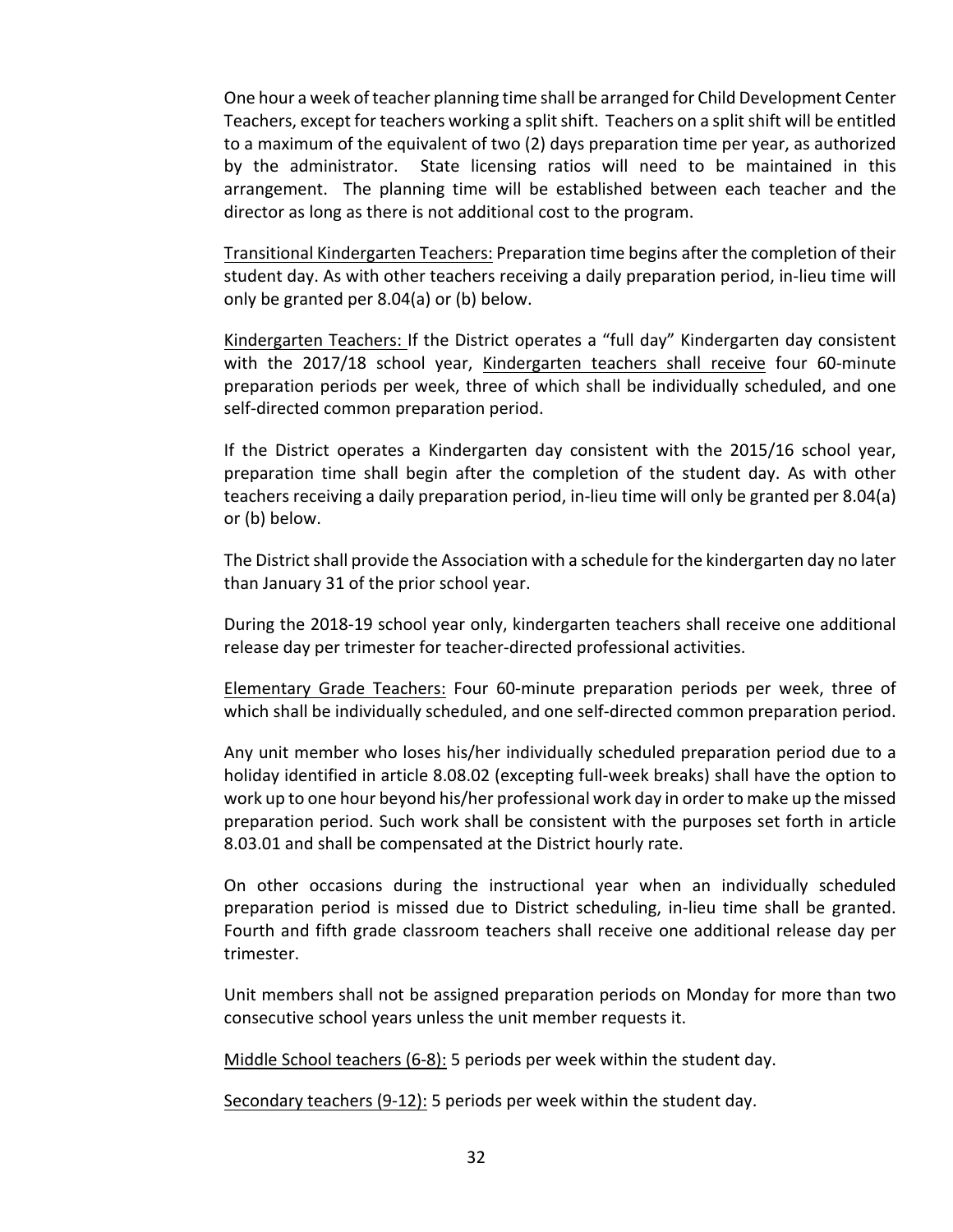One hour a week of teacher planning time shall be arranged for Child Development Center Teachers, except for teachers working a split shift. Teachers on a split shift will be entitled to a maximum of the equivalent of two (2) days preparation time per year, as authorized by the administrator. State licensing ratios will need to be maintained in this arrangement. The planning time will be established between each teacher and the director as long as there is not additional cost to the program.

<u>Transitional Kindergarten Teachers:</u> Preparation time begins after the completion of their student day. As with other teachers receiving a daily preparation period, in-lieu time will only be granted per 8.04(a) or (b) below.

<u>Kindergarten Teachers:</u> If the District operates a "full day" Kindergarten day consistent with the 2017/18 school year, <u>Kindergarten teachers shall receive</u> four 60-minute preparation periods per week, three of which shall be individually scheduled, and one self-directed common preparation period.

If the District operates a Kindergarten day consistent with the 2015/16 school year, preparation time shall begin after the completion of the student day. As with other teachers receiving a daily preparation period, in-lieu time will only be granted per 8.04(a) or (b) below.

The District shall provide the Association with a schedule for the kindergarten day no later than January 31 of the prior school year.

During the 2018-19 school year only, kindergarten teachers shall receive one additional release day per trimester for teacher-directed professional activities.

<u>Elementary Grade Teachers:</u> Four 60-minute preparation periods per week, three of which shall be individually scheduled, and one self-directed common preparation period.

Any unit member who loses his/her individually scheduled preparation period due to a holiday identified in article 8.08.02 (excepting full-week breaks) shall have the option to work up to one hour beyond his/her professional work day in order to make up the missed preparation period. Such work shall be consistent with the purposes set forth in article 8.03.01 and shall be compensated at the District hourly rate.

On other occasions during the instructional year when an individually scheduled preparation period is missed due to District scheduling, in-lieu time shall be granted. Fourth and fifth grade classroom teachers shall receive one additional release day per trimester.

Unit members shall not be assigned preparation periods on Monday for more than two consecutive school years unless the unit member requests it.

<u>Middle School teachers (6-8):</u> 5 periods per week within the student day.

<u>Secondary teachers (9-12):</u> 5 periods per week within the student day.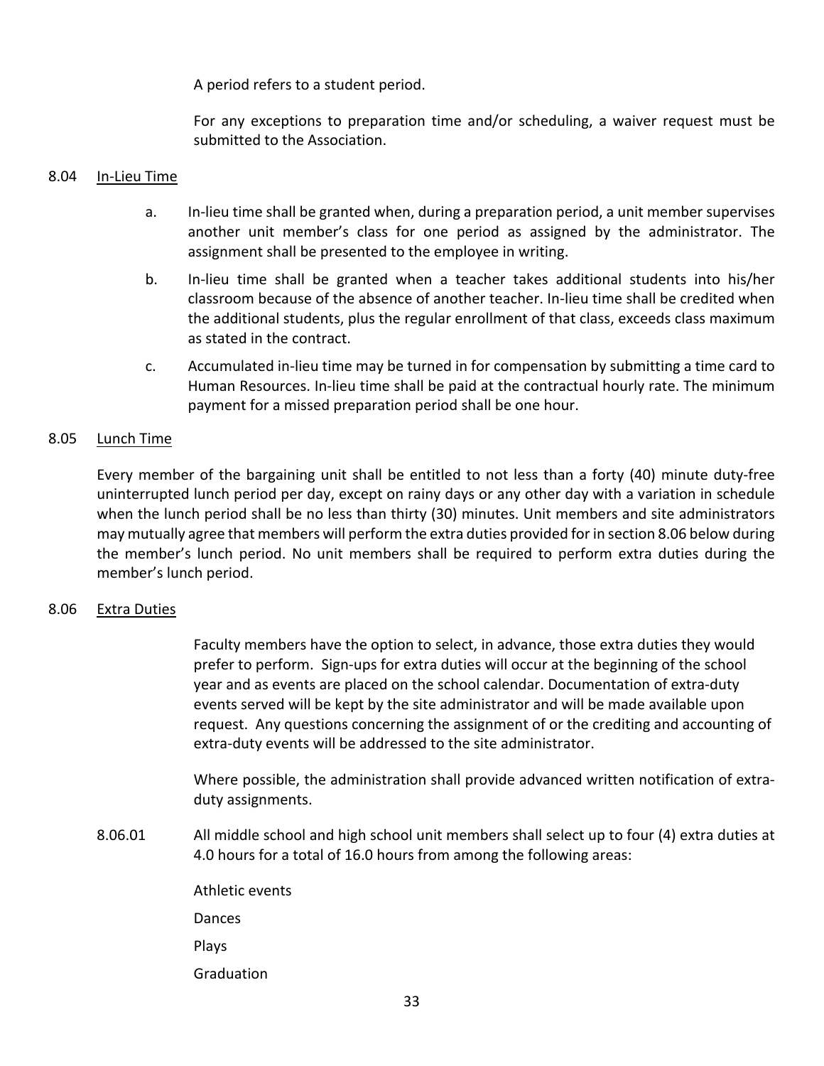A period refers to a student period.

For any exceptions to preparation time and/or scheduling, a waiver request must be submitted to the Association.

8.04 <u>In-Lieu Time</u>

a. In-lieu time shall be granted when, during a preparation period, a unit member supervises another unit member's class for one period as assigned by the administrator. The assignment shall be presented to the employee in writing.

b. In-lieu time shall be granted when a teacher takes additional students into his/her classroom because of the absence of another teacher. In-lieu time shall be credited when the additional students, plus the regular enrollment of that class, exceeds class maximum as stated in the contract.

c. Accumulated in-lieu time may be turned in for compensation by submitting a time card to Human Resources. In-lieu time shall be paid at the contractual hourly rate. The minimum payment for a missed preparation period shall be one hour.

8.05 <u>Lunch Time</u>

Every member of the bargaining unit shall be entitled to not less than a forty (40) minute duty-free uninterrupted lunch period per day, except on rainy days or any other day with a variation in schedule when the lunch period shall be no less than thirty (30) minutes. Unit members and site administrators may mutually agree that members will perform the extra duties provided for in section 8.06 below during the member's lunch period. No unit members shall be required to perform extra duties during the member's lunch period.

8.06 <u>Extra Duties</u>

Faculty members have the option to select, in advance, those extra duties they would prefer to perform. Sign-ups for extra duties will occur at the beginning of the school year and as events are placed on the school calendar. Documentation of extra-duty events served will be kept by the site administrator and will be made available upon request. Any questions concerning the assignment of or the crediting and accounting of extra-duty events will be addressed to the site administrator.

Where possible, the administration shall provide advanced written notification of extra-duty assignments.

8.06.01 All middle school and high school unit members shall select up to four (4) extra duties at 4.0 hours for a total of 16.0 hours from among the following areas:

Athletic events

Dances

Plays

Graduation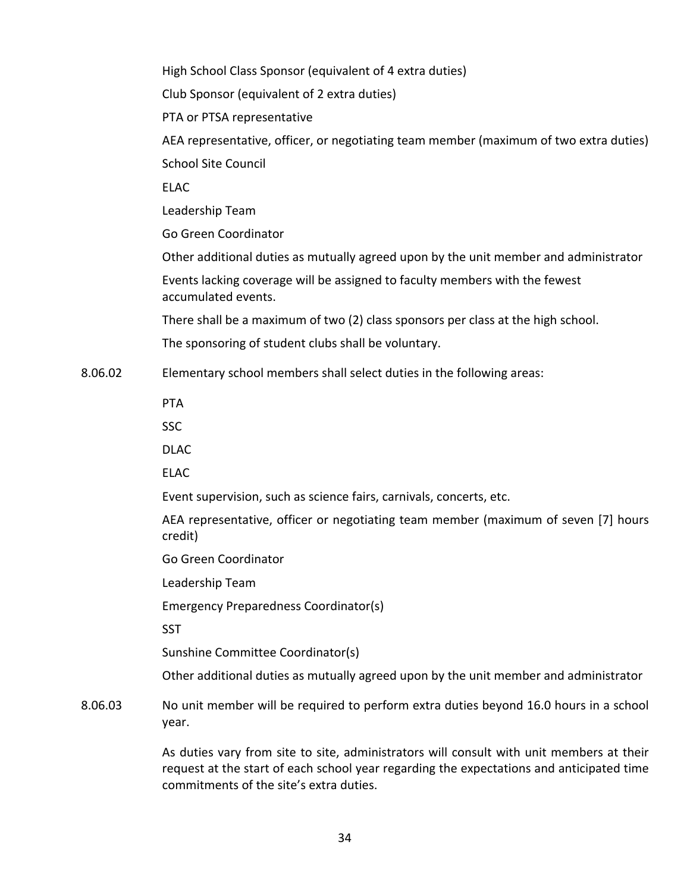High School Class Sponsor (equivalent of 4 extra duties)

Club Sponsor (equivalent of 2 extra duties)

PTA or PTSA representative

AEA representative, officer, or negotiating team member (maximum of two extra duties)

School Site Council

ELAC

Leadership Team

Go Green Coordinator

Other additional duties as mutually agreed upon by the unit member and administrator

Events lacking coverage will be assigned to faculty members with the fewest accumulated events.

There shall be a maximum of two (2) class sponsors per class at the high school.

The sponsoring of student clubs shall be voluntary.

8.06.02 Elementary school members shall select duties in the following areas:

PTA

SSC

DLAC

ELAC

Event supervision, such as science fairs, carnivals, concerts, etc.

AEA representative, officer or negotiating team member (maximum of seven [7] hours credit)

Go Green Coordinator

Leadership Team

Emergency Preparedness Coordinator(s)

SST

Sunshine Committee Coordinator(s)

Other additional duties as mutually agreed upon by the unit member and administrator

8.06.03 No unit member will be required to perform extra duties beyond 16.0 hours in a school year.

As duties vary from site to site, administrators will consult with unit members at their request at the start of each school year regarding the expectations and anticipated time commitments of the site's extra duties.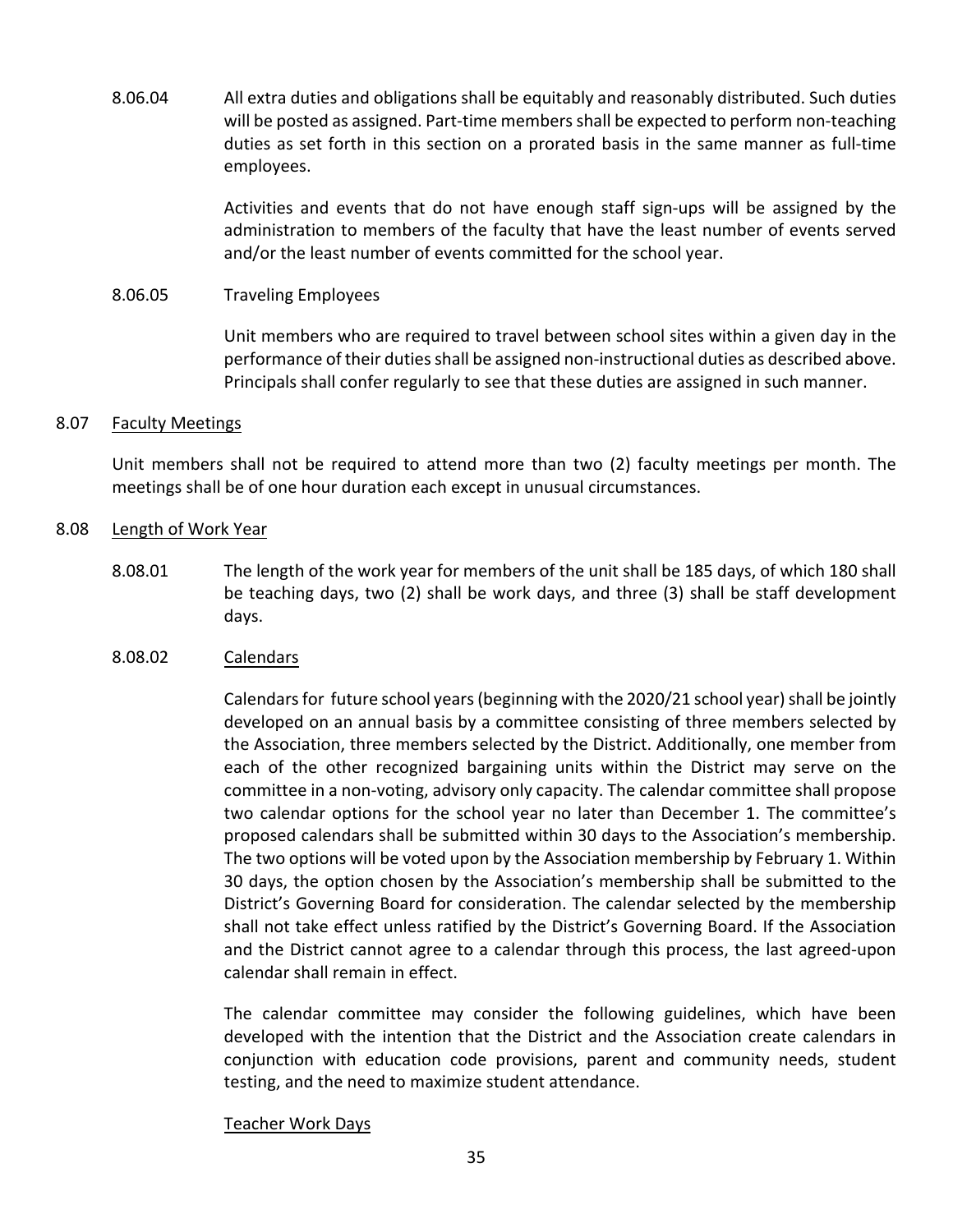8.06.04 All extra duties and obligations shall be equitably and reasonably distributed. Such duties will be posted as assigned. Part-time members shall be expected to perform non-teaching duties as set forth in this section on a prorated basis in the same manner as full-time employees.

Activities and events that do not have enough staff sign-ups will be assigned by the administration to members of the faculty that have the least number of events served and/or the least number of events committed for the school year.

8.06.05 Traveling Employees

Unit members who are required to travel between school sites within a given day in the performance of their duties shall be assigned non-instructional duties as described above. Principals shall confer regularly to see that these duties are assigned in such manner.

8.07 <u>Faculty Meetings</u>

Unit members shall not be required to attend more than two (2) faculty meetings per month. The meetings shall be of one hour duration each except in unusual circumstances.

8.08 <u>Length of Work Year</u>

8.08.01 The length of the work year for members of the unit shall be 185 days, of which 180 shall be teaching days, two (2) shall be work days, and three (3) shall be staff development days.

8.08.02 <u>Calendars</u>

Calendars for future school years (beginning with the 2020/21 school year) shall be jointly developed on an annual basis by a committee consisting of three members selected by the Association, three members selected by the District. Additionally, one member from each of the other recognized bargaining units within the District may serve on the committee in a non-voting, advisory only capacity. The calendar committee shall propose two calendar options for the school year no later than December 1. The committee's proposed calendars shall be submitted within 30 days to the Association's membership. The two options will be voted upon by the Association membership by February 1. Within 30 days, the option chosen by the Association's membership shall be submitted to the District's Governing Board for consideration. The calendar selected by the membership shall not take effect unless ratified by the District's Governing Board. If the Association and the District cannot agree to a calendar through this process, the last agreed-upon calendar shall remain in effect.

The calendar committee may consider the following guidelines, which have been developed with the intention that the District and the Association create calendars in conjunction with education code provisions, parent and community needs, student testing, and the need to maximize student attendance.

<u>Teacher Work Days</u>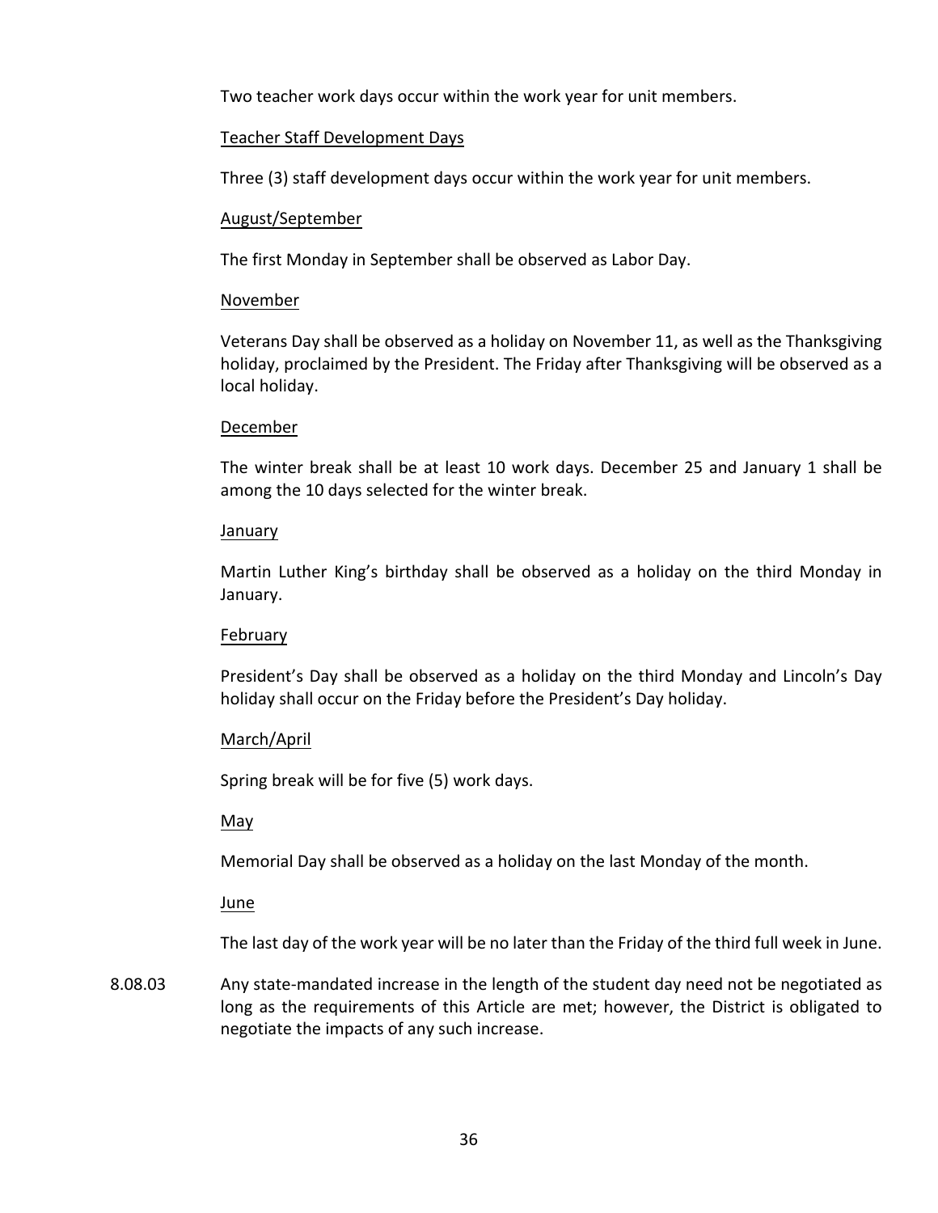Two teacher work days occur within the work year for unit members.

Teacher Staff Development Days

Three (3) staff development days occur within the work year for unit members.

August/September

The first Monday in September shall be observed as Labor Day.

November

Veterans Day shall be observed as a holiday on November 11, as well as the Thanksgiving holiday, proclaimed by the President. The Friday after Thanksgiving will be observed as a local holiday.

December

The winter break shall be at least 10 work days. December 25 and January 1 shall be among the 10 days selected for the winter break.

January

Martin Luther King's birthday shall be observed as a holiday on the third Monday in January.

February

President's Day shall be observed as a holiday on the third Monday and Lincoln's Day holiday shall occur on the Friday before the President's Day holiday.

March/April

Spring break will be for five (5) work days.

May

Memorial Day shall be observed as a holiday on the last Monday of the month.

June

The last day of the work year will be no later than the Friday of the third full week in June.

8.08.03 Any state-mandated increase in the length of the student day need not be negotiated as long as the requirements of this Article are met; however, the District is obligated to negotiate the impacts of any such increase.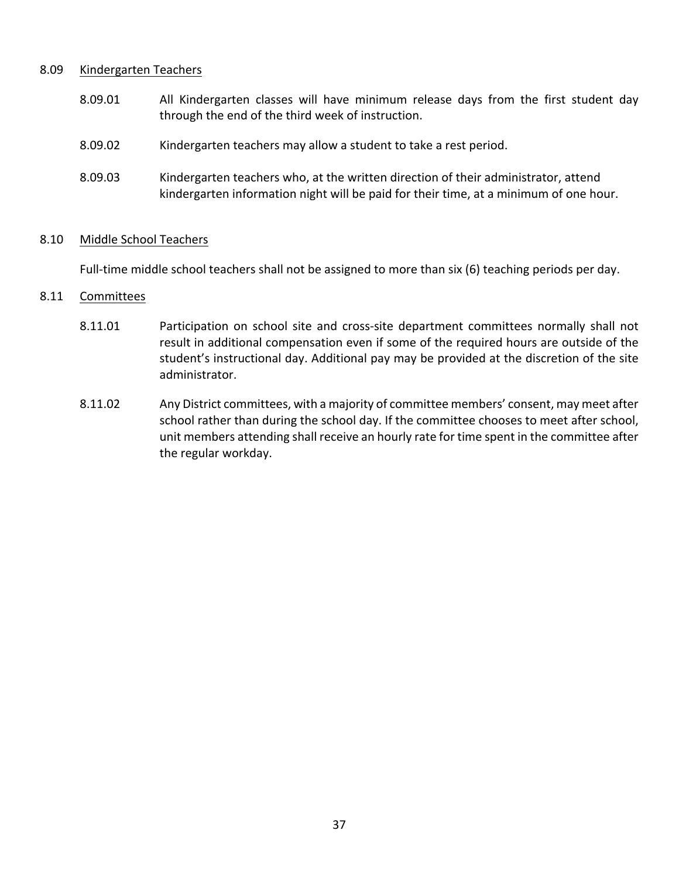## 8.09 Kindergarten Teachers

8.09.01 All Kindergarten classes will have minimum release days from the first student day through the end of the third week of instruction.

8.09.02 Kindergarten teachers may allow a student to take a rest period.

8.09.03 Kindergarten teachers who, at the written direction of their administrator, attend kindergarten information night will be paid for their time, at a minimum of one hour.

## 8.10 Middle School Teachers

Full-time middle school teachers shall not be assigned to more than six (6) teaching periods per day.

## 8.11 Committees

8.11.01 Participation on school site and cross-site department committees normally shall not result in additional compensation even if some of the required hours are outside of the student's instructional day. Additional pay may be provided at the discretion of the site administrator.

8.11.02 Any District committees, with a majority of committee members' consent, may meet after school rather than during the school day. If the committee chooses to meet after school, unit members attending shall receive an hourly rate for time spent in the committee after the regular workday.